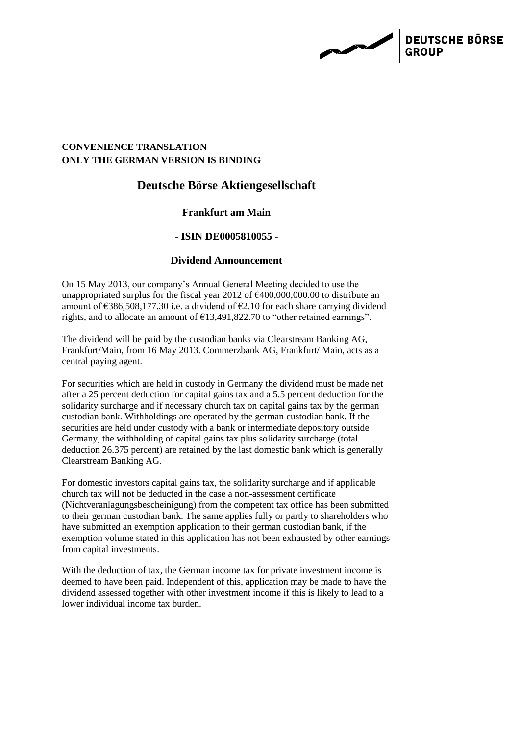**CONVENIENCE TRANSLATION**
**ONLY THE GERMAN VERSION IS BINDING**

# Deutsche Börse Aktiengesellschaft

## Frankfurt am Main

### - ISIN DE0005810055 -

### Dividend Announcement

On 15 May 2013, our company's Annual General Meeting decided to use the unappropriated surplus for the fiscal year 2012 of €400,000,000.00 to distribute an amount of €386,508,177.30 i.e. a dividend of €2.10 for each share carrying dividend rights, and to allocate an amount of €13,491,822.70 to "other retained earnings".

The dividend will be paid by the custodian banks via Clearstream Banking AG, Frankfurt/Main, from 16 May 2013. Commerzbank AG, Frankfurt/ Main, acts as a central paying agent.

For securities which are held in custody in Germany the dividend must be made net after a 25 percent deduction for capital gains tax and a 5.5 percent deduction for the solidarity surcharge and if necessary church tax on capital gains tax by the german custodian bank. Withholdings are operated by the german custodian bank. If the securities are held under custody with a bank or intermediate depository outside Germany, the withholding of capital gains tax plus solidarity surcharge (total deduction 26.375 percent) are retained by the last domestic bank which is generally Clearstream Banking AG.

For domestic investors capital gains tax, the solidarity surcharge and if applicable church tax will not be deducted in the case a non-assessment certificate (Nichtveranlagungsbescheinigung) from the competent tax office has been submitted to their german custodian bank. The same applies fully or partly to shareholders who have submitted an exemption application to their german custodian bank, if the exemption volume stated in this application has not been exhausted by other earnings from capital investments.

With the deduction of tax, the German income tax for private investment income is deemed to have been paid. Independent of this, application may be made to have the dividend assessed together with other investment income if this is likely to lead to a lower individual income tax burden.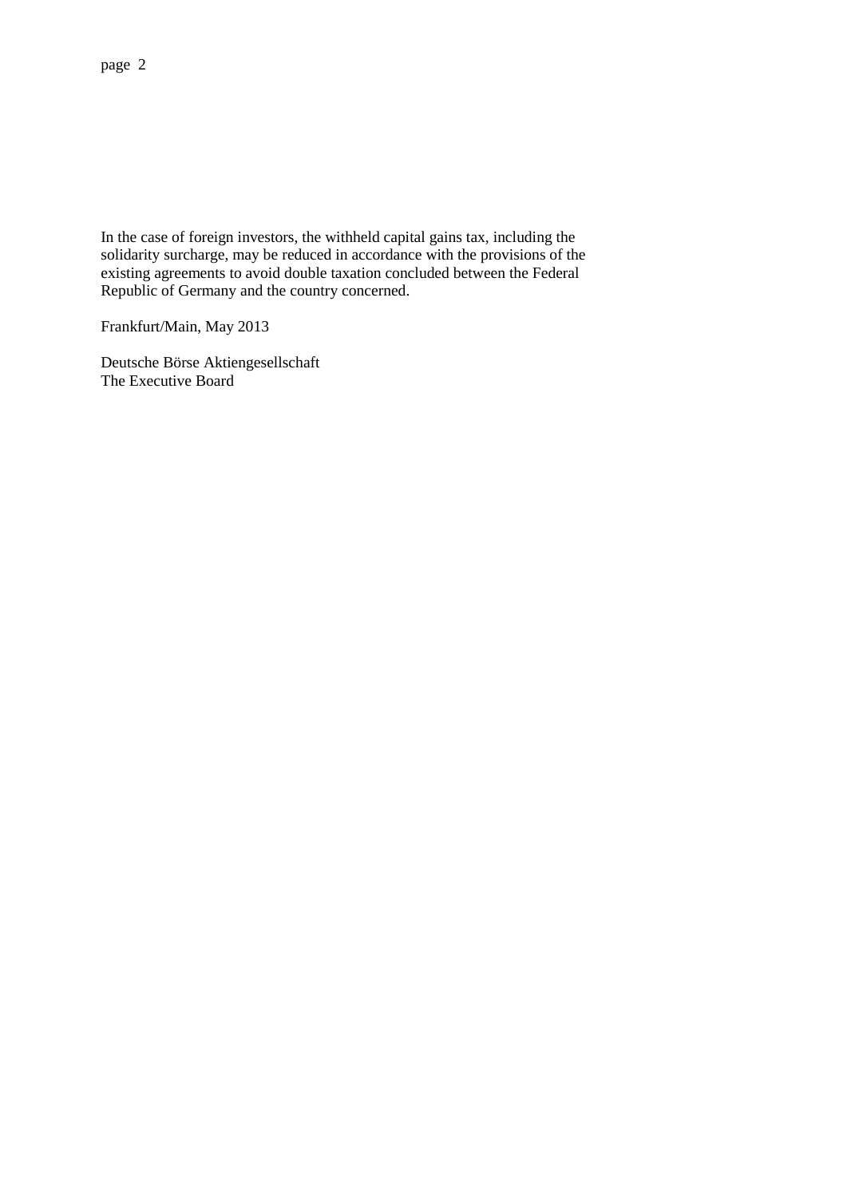In the case of foreign investors, the withheld capital gains tax, including the solidarity surcharge, may be reduced in accordance with the provisions of the existing agreements to avoid double taxation concluded between the Federal Republic of Germany and the country concerned.

Frankfurt/Main, May 2013

Deutsche Börse Aktiengesellschaft
The Executive Board